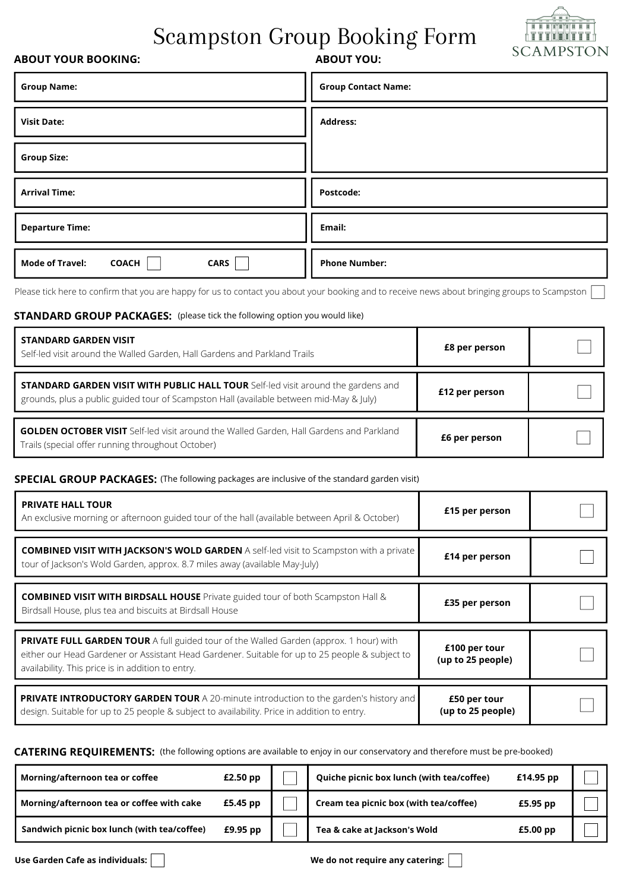# Scampston Group Booking Form

SCAMPSTON

**ABOUT YOUR BOOKING:**

| | |
|---|---|
| **Group Name:** | |
| **Visit Date:** | |
| **Group Size:** | |
| **Arrival Time:** | |
| **Departure Time:** | |
| **Mode of Travel:** | **COACH** ☐ **CARS** ☐ |

**ABOUT YOU:**

| | |
|---|---|
| **Group Contact Name:** | |
| **Address:** | |
| **Postcode:** | |
| **Email:** | |
| **Phone Number:** | |

Please tick here to confirm that you are happy for us to contact you about your booking and to receive news about bringing groups to Scampston ☐

## STANDARD GROUP PACKAGES: (please tick the following option you would like)

| Package | Price | Tick |
|---|---|---|
| **STANDARD GARDEN VISIT** Self-led visit around the Walled Garden, Hall Gardens and Parkland Trails | **£8 per person** | ☐ |
| **STANDARD GARDEN VISIT WITH PUBLIC HALL TOUR** Self-led visit around the gardens and grounds, plus a public guided tour of Scampston Hall (available between mid-May & July) | **£12 per person** | ☐ |
| **GOLDEN OCTOBER VISIT** Self-led visit around the Walled Garden, Hall Gardens and Parkland Trails (special offer running throughout October) | **£6 per person** | ☐ |

## SPECIAL GROUP PACKAGES: (The following packages are inclusive of the standard garden visit)

| Package | Price | Tick |
|---|---|---|
| **PRIVATE HALL TOUR** An exclusive morning or afternoon guided tour of the hall (available between April & October) | **£15 per person** | ☐ |
| **COMBINED VISIT WITH JACKSON'S WOLD GARDEN** A self-led visit to Scampston with a private tour of Jackson's Wold Garden, approx. 8.7 miles away (available May-July) | **£14 per person** | ☐ |
| **COMBINED VISIT WITH BIRDSALL HOUSE** Private guided tour of both Scampston Hall & Birdsall House, plus tea and biscuits at Birdsall House | **£35 per person** | ☐ |
| **PRIVATE FULL GARDEN TOUR** A full guided tour of the Walled Garden (approx. 1 hour) with either our Head Gardener or Assistant Head Gardener. Suitable for up to 25 people & subject to availability. This price is in addition to entry. | **£100 per tour (up to 25 people)** | ☐ |
| **PRIVATE INTRODUCTORY GARDEN TOUR** A 20-minute introduction to the garden's history and design. Suitable for up to 25 people & subject to availability. Price in addition to entry. | **£50 per tour (up to 25 people)** | ☐ |

## CATERING REQUIREMENTS: (the following options are available to enjoy in our conservatory and therefore must be pre-booked)

| Option | Price | Tick | Option | Price | Tick |
|---|---|---|---|---|---|
| **Morning/afternoon tea or coffee** | **£2.50 pp** | ☐ | **Quiche picnic box lunch (with tea/coffee)** | **£14.95 pp** | ☐ |
| **Morning/afternoon tea or coffee with cake** | **£5.45 pp** | ☐ | **Cream tea picnic box (with tea/coffee)** | **£5.95 pp** | ☐ |
| **Sandwich picnic box lunch (with tea/coffee)** | **£9.95 pp** | ☐ | **Tea & cake at Jackson's Wold** | **£5.00 pp** | ☐ |

**Use Garden Cafe as individuals:** ☐

**We do not require any catering:** ☐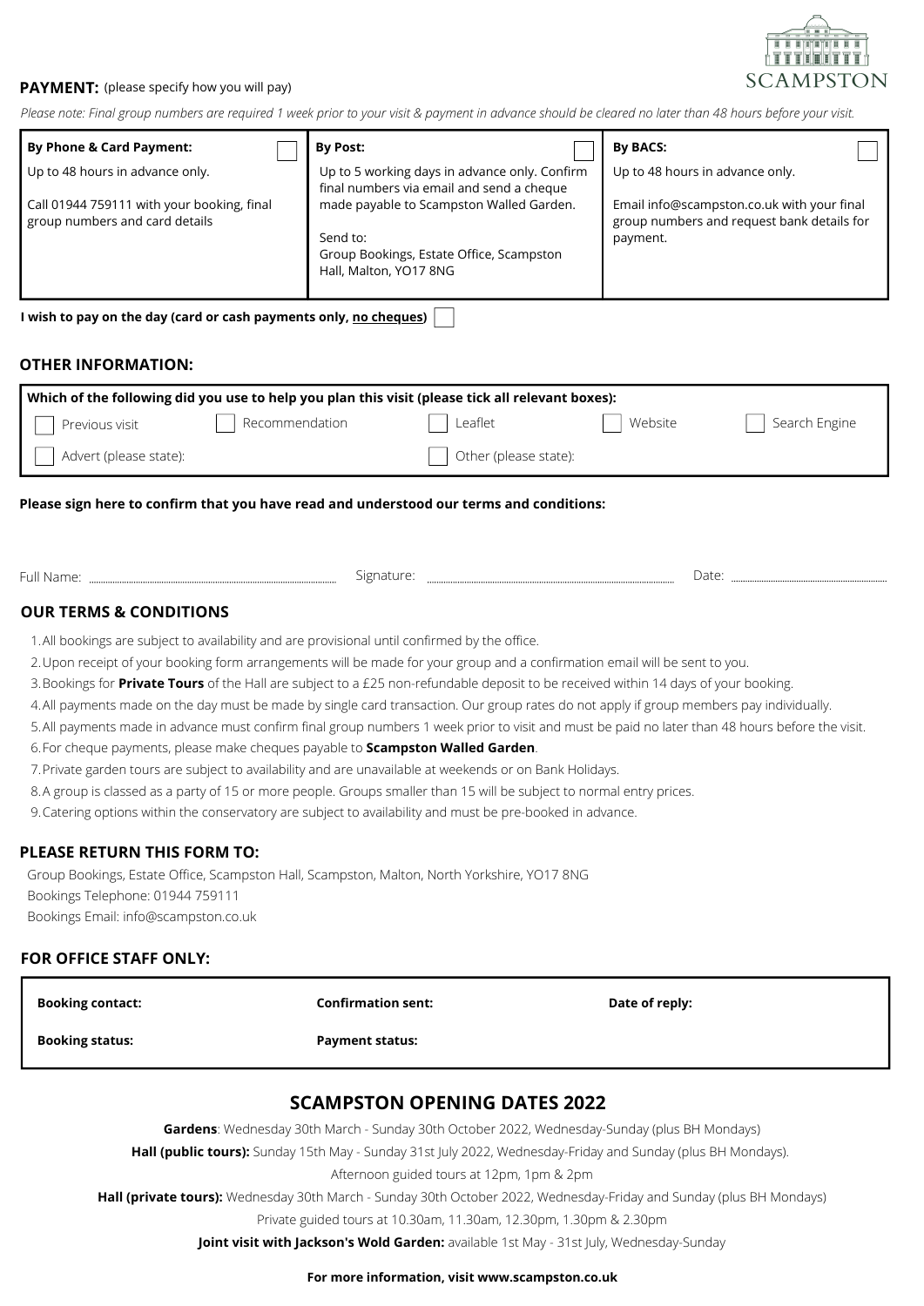SCAMPSTON

**PAYMENT:** (please specify how you will pay)

*Please note: Final group numbers are required 1 week prior to your visit & payment in advance should be cleared no later than 48 hours before your visit.*

| **By Phone & Card Payment:** ☐ | **By Post:** ☐ | **By BACS:** ☐ |
|---|---|---|
| Up to 48 hours in advance only.<br><br>Call 01944 759111 with your booking, final group numbers and card details | Up to 5 working days in advance only. Confirm final numbers via email and send a cheque made payable to Scampston Walled Garden.<br><br>Send to:<br>Group Bookings, Estate Office, Scampston Hall, Malton, YO17 8NG | Up to 48 hours in advance only.<br><br>Email info@scampston.co.uk with your final group numbers and request bank details for payment. |

**I wish to pay on the day (card or cash payments only, no cheques)** ☐

## OTHER INFORMATION:

**Which of the following did you use to help you plan this visit (please tick all relevant boxes):**

☐ Previous visit ☐ Recommendation ☐ Leaflet ☐ Website ☐ Search Engine

☐ Advert (please state): ☐ Other (please state):

**Please sign here to confirm that you have read and understood our terms and conditions:**

Full Name: .................... Signature: .................... Date: ....................

## OUR TERMS & CONDITIONS

1. All bookings are subject to availability and are provisional until confirmed by the office.
2. Upon receipt of your booking form arrangements will be made for your group and a confirmation email will be sent to you.
3. Bookings for **Private Tours** of the Hall are subject to a £25 non-refundable deposit to be received within 14 days of your booking.
4. All payments made on the day must be made by single card transaction. Our group rates do not apply if group members pay individually.
5. All payments made in advance must confirm final group numbers 1 week prior to visit and must be paid no later than 48 hours before the visit.
6. For cheque payments, please make cheques payable to **Scampston Walled Garden**.
7. Private garden tours are subject to availability and are unavailable at weekends or on Bank Holidays.
8. A group is classed as a party of 15 or more people. Groups smaller than 15 will be subject to normal entry prices.
9. Catering options within the conservatory are subject to availability and must be pre-booked in advance.

## PLEASE RETURN THIS FORM TO:

Group Bookings, Estate Office, Scampston Hall, Scampston, Malton, North Yorkshire, YO17 8NG
Bookings Telephone: 01944 759111
Bookings Email: info@scampston.co.uk

## FOR OFFICE STAFF ONLY:

| | | |
|---|---|---|
| **Booking contact:** | **Confirmation sent:** | **Date of reply:** |
| **Booking status:** | **Payment status:** | |

## SCAMPSTON OPENING DATES 2022

**Gardens**: Wednesday 30th March - Sunday 30th October 2022, Wednesday-Sunday (plus BH Mondays)

**Hall (public tours):** Sunday 15th May - Sunday 31st July 2022, Wednesday-Friday and Sunday (plus BH Mondays).

Afternoon guided tours at 12pm, 1pm & 2pm

**Hall (private tours):** Wednesday 30th March - Sunday 30th October 2022, Wednesday-Friday and Sunday (plus BH Mondays)

Private guided tours at 10.30am, 11.30am, 12.30pm, 1.30pm & 2.30pm

**Joint visit with Jackson's Wold Garden:** available 1st May - 31st July, Wednesday-Sunday

**For more information, visit www.scampston.co.uk**